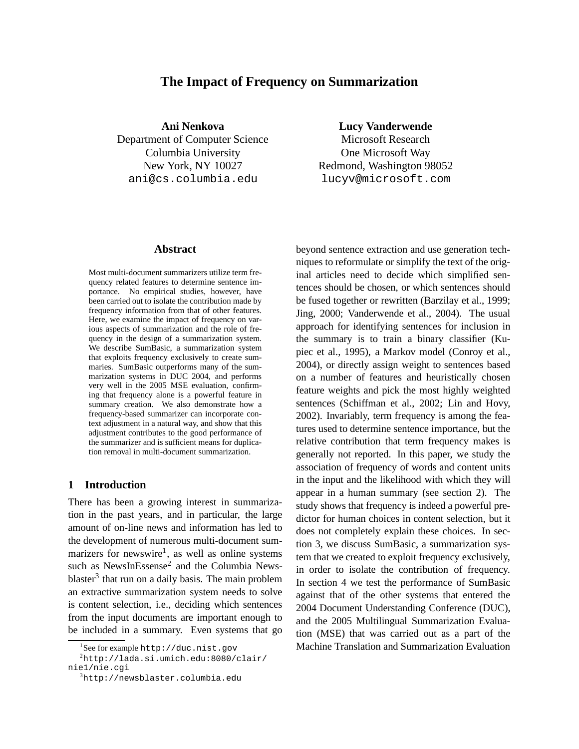# The Impact of Frequency on Summarization

**Ani Nenkova**
Department of Computer Science
Columbia University
New York, NY 10027
ani@cs.columbia.edu

**Lucy Vanderwende**
Microsoft Research
One Microsoft Way
Redmond, Washington 98052
lucyv@microsoft.com

## Abstract

Most multi-document summarizers utilize term frequency related features to determine sentence importance. No empirical studies, however, have been carried out to isolate the contribution made by frequency information from that of other features. Here, we examine the impact of frequency on various aspects of summarization and the role of frequency in the design of a summarization system. We describe SumBasic, a summarization system that exploits frequency exclusively to create summaries. SumBasic outperforms many of the summarization systems in DUC 2004, and performs very well in the 2005 MSE evaluation, confirming that frequency alone is a powerful feature in summary creation. We also demonstrate how a frequency-based summarizer can incorporate context adjustment in a natural way, and show that this adjustment contributes to the good performance of the summarizer and is sufficient means for duplication removal in multi-document summarization.

## 1 Introduction

There has been a growing interest in summarization in the past years, and in particular, the large amount of on-line news and information has led to the development of numerous multi-document summarizers for newswire[1], as well as online systems such as NewsInEssense[2] and the Columbia Newsblaster[3] that run on a daily basis. The main problem an extractive summarization system needs to solve is content selection, i.e., deciding which sentences from the input documents are important enough to be included in a summary. Even systems that go beyond sentence extraction and use generation techniques to reformulate or simplify the text of the original articles need to decide which simplified sentences should be chosen, or which sentences should be fused together or rewritten (Barzilay et al., 1999; Jing, 2000; Vanderwende et al., 2004). The usual approach for identifying sentences for inclusion in the summary is to train a binary classifier (Kupiec et al., 1995), a Markov model (Conroy et al., 2004), or directly assign weight to sentences based on a number of features and heuristically chosen feature weights and pick the most highly weighted sentences (Schiffman et al., 2002; Lin and Hovy, 2002). Invariably, term frequency is among the features used to determine sentence importance, but the relative contribution that term frequency makes is generally not reported. In this paper, we study the association of frequency of words and content units in the input and the likelihood with which they will appear in a human summary (see section 2). The study shows that frequency is indeed a powerful predictor for human choices in content selection, but it does not completely explain these choices. In section 3, we discuss SumBasic, a summarization system that we created to exploit frequency exclusively, in order to isolate the contribution of frequency. In section 4 we test the performance of SumBasic against that of the other systems that entered the 2004 Document Understanding Conference (DUC), and the 2005 Multilingual Summarization Evaluation (MSE) that was carried out as a part of the Machine Translation and Summarization Evaluation

[1] See for example http://duc.nist.gov

[2] http://lada.si.umich.edu:8080/clair/nie1/nie.cgi

[3] http://newsblaster.columbia.edu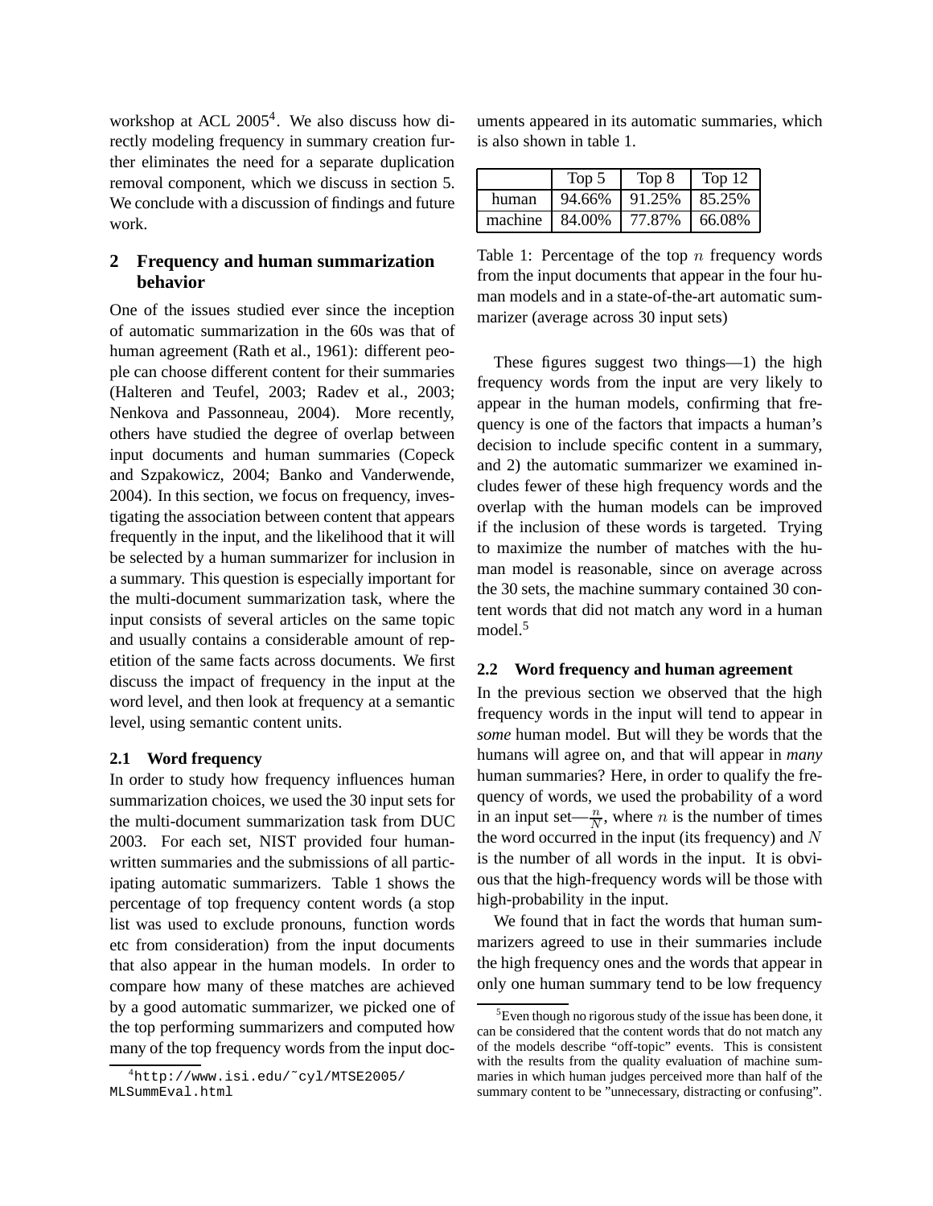workshop at ACL 2005[4]. We also discuss how directly modeling frequency in summary creation further eliminates the need for a separate duplication removal component, which we discuss in section 5. We conclude with a discussion of findings and future work.

## 2 Frequency and human summarization behavior

One of the issues studied ever since the inception of automatic summarization in the 60s was that of human agreement (Rath et al., 1961): different people can choose different content for their summaries (Halteren and Teufel, 2003; Radev et al., 2003; Nenkova and Passonneau, 2004). More recently, others have studied the degree of overlap between input documents and human summaries (Copeck and Szpakowicz, 2004; Banko and Vanderwende, 2004). In this section, we focus on frequency, investigating the association between content that appears frequently in the input, and the likelihood that it will be selected by a human summarizer for inclusion in a summary. This question is especially important for the multi-document summarization task, where the input consists of several articles on the same topic and usually contains a considerable amount of repetition of the same facts across documents. We first discuss the impact of frequency in the input at the word level, and then look at frequency at a semantic level, using semantic content units.

### 2.1 Word frequency

In order to study how frequency influences human summarization choices, we used the 30 input sets for the multi-document summarization task from DUC 2003. For each set, NIST provided four human-written summaries and the submissions of all participating automatic summarizers. Table 1 shows the percentage of top frequency content words (a stop list was used to exclude pronouns, function words etc from consideration) from the input documents that also appear in the human models. In order to compare how many of these matches are achieved by a good automatic summarizer, we picked one of the top performing summarizers and computed how many of the top frequency words from the input documents appeared in its automatic summaries, which is also shown in table 1.

| | Top 5 | Top 8 | Top 12 |
|---|---|---|---|
| human | 94.66% | 91.25% | 85.25% |
| machine | 84.00% | 77.87% | 66.08% |

Table 1: Percentage of the top $n$ frequency words from the input documents that appear in the four human models and in a state-of-the-art automatic summarizer (average across 30 input sets)

These figures suggest two things—1) the high frequency words from the input are very likely to appear in the human models, confirming that frequency is one of the factors that impacts a human's decision to include specific content in a summary, and 2) the automatic summarizer we examined includes fewer of these high frequency words and the overlap with the human models can be improved if the inclusion of these words is targeted. Trying to maximize the number of matches with the human model is reasonable, since on average across the 30 sets, the machine summary contained 30 content words that did not match any word in a human model.[5]

### 2.2 Word frequency and human agreement

In the previous section we observed that the high frequency words in the input will tend to appear in *some* human model. But will they be words that the humans will agree on, and that will appear in *many* human summaries? Here, in order to qualify the frequency of words, we used the probability of a word in an input set—$\frac{n}{N}$, where $n$ is the number of times the word occurred in the input (its frequency) and $N$ is the number of all words in the input. It is obvious that the high-frequency words will be those with high-probability in the input.

We found that in fact the words that human summarizers agreed to use in their summaries include the high frequency ones and the words that appear in only one human summary tend to be low frequency

[4] http://www.isi.edu/~cyl/MTSE2005/MLSummEval.html

[5] Even though no rigorous study of the issue has been done, it can be considered that the content words that do not match any of the models describe "off-topic" events. This is consistent with the results from the quality evaluation of machine summaries in which human judges perceived more than half of the summary content to be "unnecessary, distracting or confusing".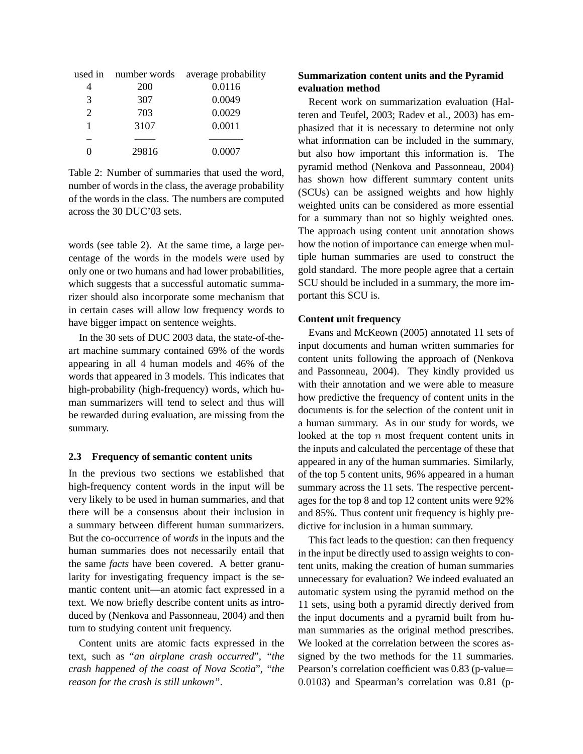| used in | number words | average probability |
|---|---|---|
| 4 | 200 | 0.0116 |
| 3 | 307 | 0.0049 |
| 2 | 703 | 0.0029 |
| 1 | 3107 | 0.0011 |
| – | —— | ———- |
| 0 | 29816 | 0.0007 |

Table 2: Number of summaries that used the word, number of words in the class, the average probability of the words in the class. The numbers are computed across the 30 DUC'03 sets.

words (see table 2). At the same time, a large percentage of the words in the models were used by only one or two humans and had lower probabilities, which suggests that a successful automatic summarizer should also incorporate some mechanism that in certain cases will allow low frequency words to have bigger impact on sentence weights.

In the 30 sets of DUC 2003 data, the state-of-the-art machine summary contained 69% of the words appearing in all 4 human models and 46% of the words that appeared in 3 models. This indicates that high-probability (high-frequency) words, which human summarizers will tend to select and thus will be rewarded during evaluation, are missing from the summary.

### 2.3 Frequency of semantic content units

In the previous two sections we established that high-frequency content words in the input will be very likely to be used in human summaries, and that there will be a consensus about their inclusion in a summary between different human summarizers. But the co-occurrence of *words* in the inputs and the human summaries does not necessarily entail that the same *facts* have been covered. A better granularity for investigating frequency impact is the semantic content unit—an atomic fact expressed in a text. We now briefly describe content units as introduced by (Nenkova and Passonneau, 2004) and then turn to studying content unit frequency.

Content units are atomic facts expressed in the text, such as "*an airplane crash occurred*", "*the crash happened of the coast of Nova Scotia*", "*the reason for the crash is still unkown*".

**Summarization content units and the Pyramid evaluation method**

Recent work on summarization evaluation (Halteren and Teufel, 2003; Radev et al., 2003) has emphasized that it is necessary to determine not only what information can be included in the summary, but also how important this information is. The pyramid method (Nenkova and Passonneau, 2004) has shown how different summary content units (SCUs) can be assigned weights and how highly weighted units can be considered as more essential for a summary than not so highly weighted ones. The approach using content unit annotation shows how the notion of importance can emerge when multiple human summaries are used to construct the gold standard. The more people agree that a certain SCU should be included in a summary, the more important this SCU is.

**Content unit frequency**

Evans and McKeown (2005) annotated 11 sets of input documents and human written summaries for content units following the approach of (Nenkova and Passonneau, 2004). They kindly provided us with their annotation and we were able to measure how predictive the frequency of content units in the documents is for the selection of the content unit in a human summary. As in our study for words, we looked at the top $n$ most frequent content units in the inputs and calculated the percentage of these that appeared in any of the human summaries. Similarly, of the top 5 content units, 96% appeared in a human summary across the 11 sets. The respective percentages for the top 8 and top 12 content units were 92% and 85%. Thus content unit frequency is highly predictive for inclusion in a human summary.

This fact leads to the question: can then frequency in the input be directly used to assign weights to content units, making the creation of human summaries unnecessary for evaluation? We indeed evaluated an automatic system using the pyramid method on the 11 sets, using both a pyramid directly derived from the input documents and a pyramid built from human summaries as the original method prescribes. We looked at the correlation between the scores assigned by the two methods for the 11 summaries. Pearson's correlation coefficient was 0.83 (p-value$=$ $0.0103$) and Spearman's correlation was 0.81 (p-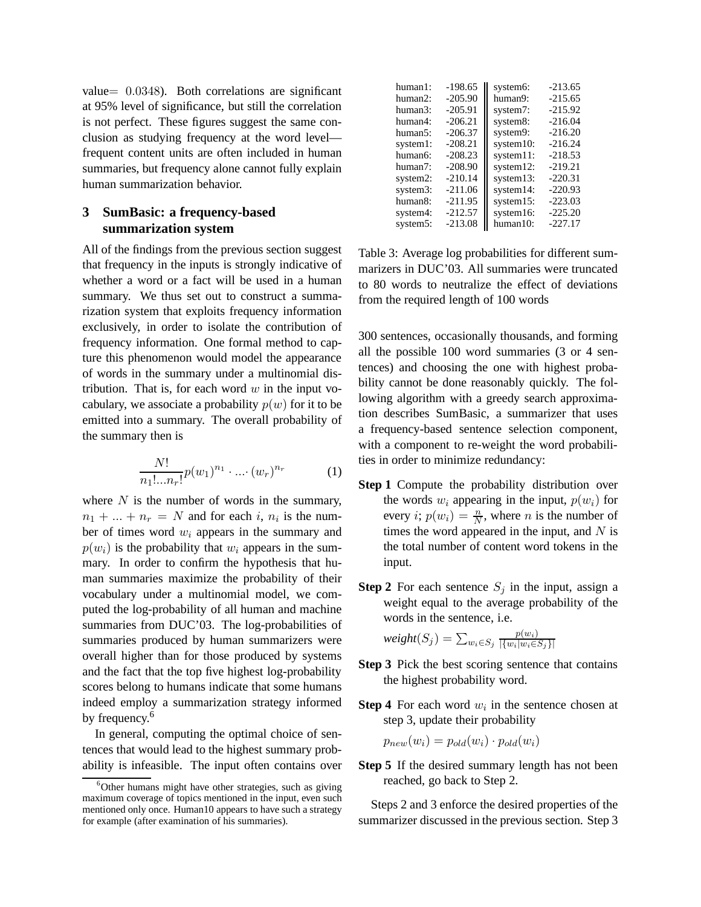value$= 0.0348$). Both correlations are significant at 95% level of significance, but still the correlation is not perfect. These figures suggest the same conclusion as studying frequency at the word level—frequent content units are often included in human summaries, but frequency alone cannot fully explain human summarization behavior.

## 3 SumBasic: a frequency-based summarization system

All of the findings from the previous section suggest that frequency in the inputs is strongly indicative of whether a word or a fact will be used in a human summary. We thus set out to construct a summarization system that exploits frequency information exclusively, in order to isolate the contribution of frequency information. One formal method to capture this phenomenon would model the appearance of words in the summary under a multinomial distribution. That is, for each word $w$ in the input vocabulary, we associate a probability $p(w)$ for it to be emitted into a summary. The overall probability of the summary then is

$$\frac{N!}{n_1!...n_r!} p(w_1)^{n_1} \cdot ... \cdot (w_r)^{n_r} \quad (1)$$

where $N$ is the number of words in the summary, $n_1 + ... + n_r = N$ and for each $i$, $n_i$ is the number of times word $w_i$ appears in the summary and $p(w_i)$ is the probability that $w_i$ appears in the summary. In order to confirm the hypothesis that human summaries maximize the probability of their vocabulary under a multinomial model, we computed the log-probability of all human and machine summaries from DUC'03. The log-probabilities of summaries produced by human summarizers were overall higher than for those produced by systems and the fact that the top five highest log-probability scores belong to humans indicate that some humans indeed employ a summarization strategy informed by frequency.[6]

In general, computing the optimal choice of sentences that would lead to the highest summary probability is infeasible. The input often contains over 300 sentences, occasionally thousands, and forming all the possible 100 word summaries (3 or 4 sentences) and choosing the one with highest probability cannot be done reasonably quickly. The following algorithm with a greedy search approximation describes SumBasic, a summarizer that uses a frequency-based sentence selection component, with a component to re-weight the word probabilities in order to minimize redundancy:

| | | | |
|---|---|---|---|
| human1: | -198.65 | system6: | -213.65 |
| human2: | -205.90 | human9: | -215.65 |
| human3: | -205.91 | system7: | -215.92 |
| human4: | -206.21 | system8: | -216.04 |
| human5: | -206.37 | system9: | -216.20 |
| system1: | -208.21 | system10: | -216.24 |
| human6: | -208.23 | system11: | -218.53 |
| human7: | -208.90 | system12: | -219.21 |
| system2: | -210.14 | system13: | -220.31 |
| system3: | -211.06 | system14: | -220.93 |
| human8: | -211.95 | system15: | -223.03 |
| system4: | -212.57 | system16: | -225.20 |
| system5: | -213.08 | human10: | -227.17 |

Table 3: Average log probabilities for different summarizers in DUC'03. All summaries were truncated to 80 words to neutralize the effect of deviations from the required length of 100 words

**Step 1** Compute the probability distribution over the words $w_i$ appearing in the input, $p(w_i)$ for every $i$; $p(w_i) = \frac{n}{N}$, where $n$ is the number of times the word appeared in the input, and $N$ is the total number of content word tokens in the input.

**Step 2** For each sentence $S_j$ in the input, assign a weight equal to the average probability of the words in the sentence, i.e.

$$weight(S_j) = \sum_{w_i \in S_j} \frac{p(w_i)}{|\{w_i | w_i \in S_j\}|}$$

**Step 3** Pick the best scoring sentence that contains the highest probability word.

**Step 4** For each word $w_i$ in the sentence chosen at step 3, update their probability

$$p_{new}(w_i) = p_{old}(w_i) \cdot p_{old}(w_i)$$

**Step 5** If the desired summary length has not been reached, go back to Step 2.

Steps 2 and 3 enforce the desired properties of the summarizer discussed in the previous section. Step 3

[6] Other humans might have other strategies, such as giving maximum coverage of topics mentioned in the input, even such mentioned only once. Human10 appears to have such a strategy for example (after examination of his summaries).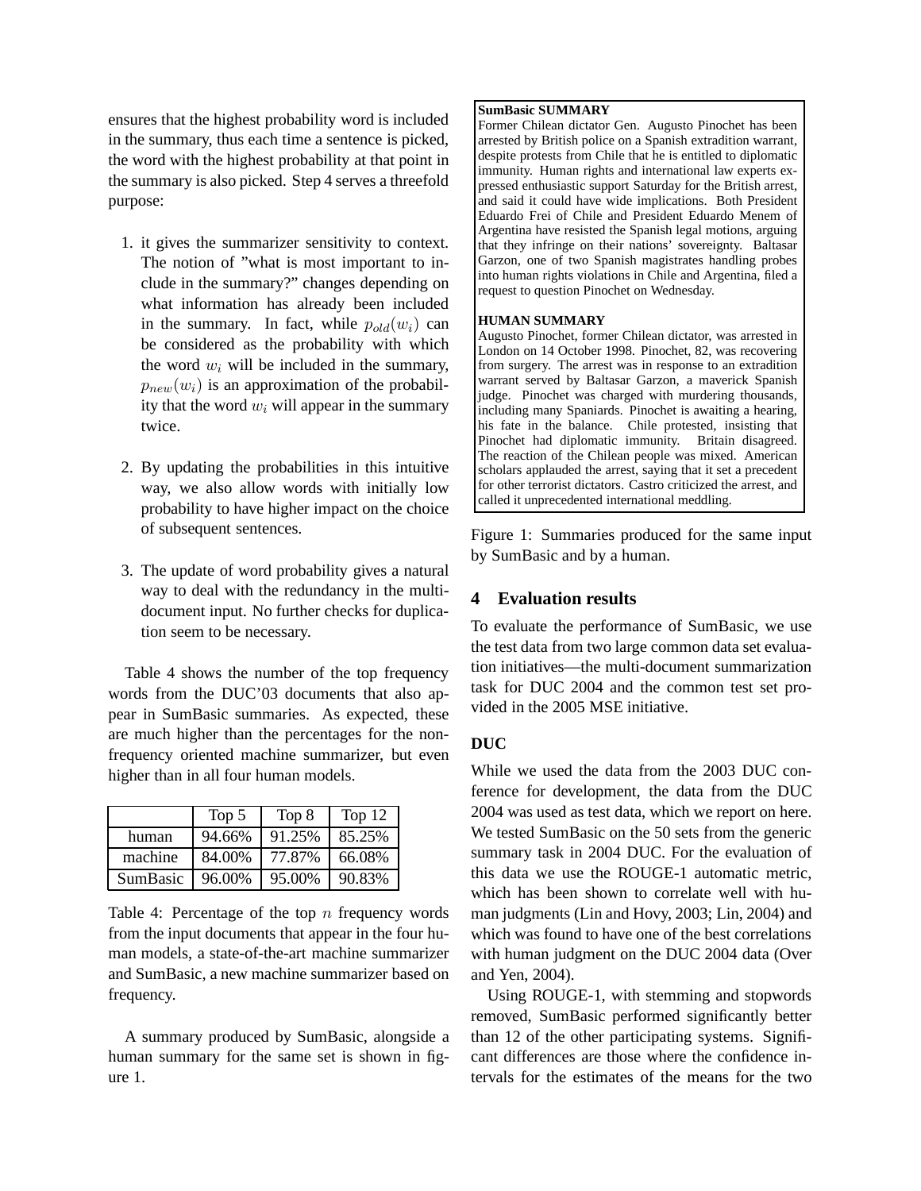ensures that the highest probability word is included in the summary, thus each time a sentence is picked, the word with the highest probability at that point in the summary is also picked. Step 4 serves a threefold purpose:

1. it gives the summarizer sensitivity to context. The notion of "what is most important to include in the summary?" changes depending on what information has already been included in the summary. In fact, while $p_{old}(w_i)$ can be considered as the probability with which the word $w_i$ will be included in the summary, $p_{new}(w_i)$ is an approximation of the probability that the word $w_i$ will appear in the summary twice.

2. By updating the probabilities in this intuitive way, we also allow words with initially low probability to have higher impact on the choice of subsequent sentences.

3. The update of word probability gives a natural way to deal with the redundancy in the multi-document input. No further checks for duplication seem to be necessary.

Table 4 shows the number of the top frequency words from the DUC'03 documents that also appear in SumBasic summaries. As expected, these are much higher than the percentages for the non-frequency oriented machine summarizer, but even higher than in all four human models.

| | Top 5 | Top 8 | Top 12 |
|---|---|---|---|
| human | 94.66% | 91.25% | 85.25% |
| machine | 84.00% | 77.87% | 66.08% |
| SumBasic | 96.00% | 95.00% | 90.83% |

Table 4: Percentage of the top $n$ frequency words from the input documents that appear in the four human models, a state-of-the-art machine summarizer and SumBasic, a new machine summarizer based on frequency.

A summary produced by SumBasic, alongside a human summary for the same set is shown in figure 1.

**SumBasic SUMMARY**
Former Chilean dictator Gen. Augusto Pinochet has been arrested by British police on a Spanish extradition warrant, despite protests from Chile that he is entitled to diplomatic immunity. Human rights and international law experts expressed enthusiastic support Saturday for the British arrest, and said it could have wide implications. Both President Eduardo Frei of Chile and President Eduardo Menem of Argentina have resisted the Spanish legal motions, arguing that they infringe on their nations' sovereignty. Baltasar Garzon, one of two Spanish magistrates handling probes into human rights violations in Chile and Argentina, filed a request to question Pinochet on Wednesday.

**HUMAN SUMMARY**
Augusto Pinochet, former Chilean dictator, was arrested in London on 14 October 1998. Pinochet, 82, was recovering from surgery. The arrest was in response to an extradition warrant served by Baltasar Garzon, a maverick Spanish judge. Pinochet was charged with murdering thousands, including many Spaniards. Pinochet is awaiting a hearing, his fate in the balance. Chile protested, insisting that Pinochet had diplomatic immunity. Britain disagreed. The reaction of the Chilean people was mixed. American scholars applauded the arrest, saying that it set a precedent for other terrorist dictators. Castro criticized the arrest, and called it unprecedented international meddling.

Figure 1: Summaries produced for the same input by SumBasic and by a human.

## 4 Evaluation results

To evaluate the performance of SumBasic, we use the test data from two large common data set evaluation initiatives—the multi-document summarization task for DUC 2004 and the common test set provided in the 2005 MSE initiative.

### DUC

While we used the data from the 2003 DUC conference for development, the data from the DUC 2004 was used as test data, which we report on here. We tested SumBasic on the 50 sets from the generic summary task in 2004 DUC. For the evaluation of this data we use the ROUGE-1 automatic metric, which has been shown to correlate well with human judgments (Lin and Hovy, 2003; Lin, 2004) and which was found to have one of the best correlations with human judgment on the DUC 2004 data (Over and Yen, 2004).

Using ROUGE-1, with stemming and stopwords removed, SumBasic performed significantly better than 12 of the other participating systems. Significant differences are those where the confidence intervals for the estimates of the means for the two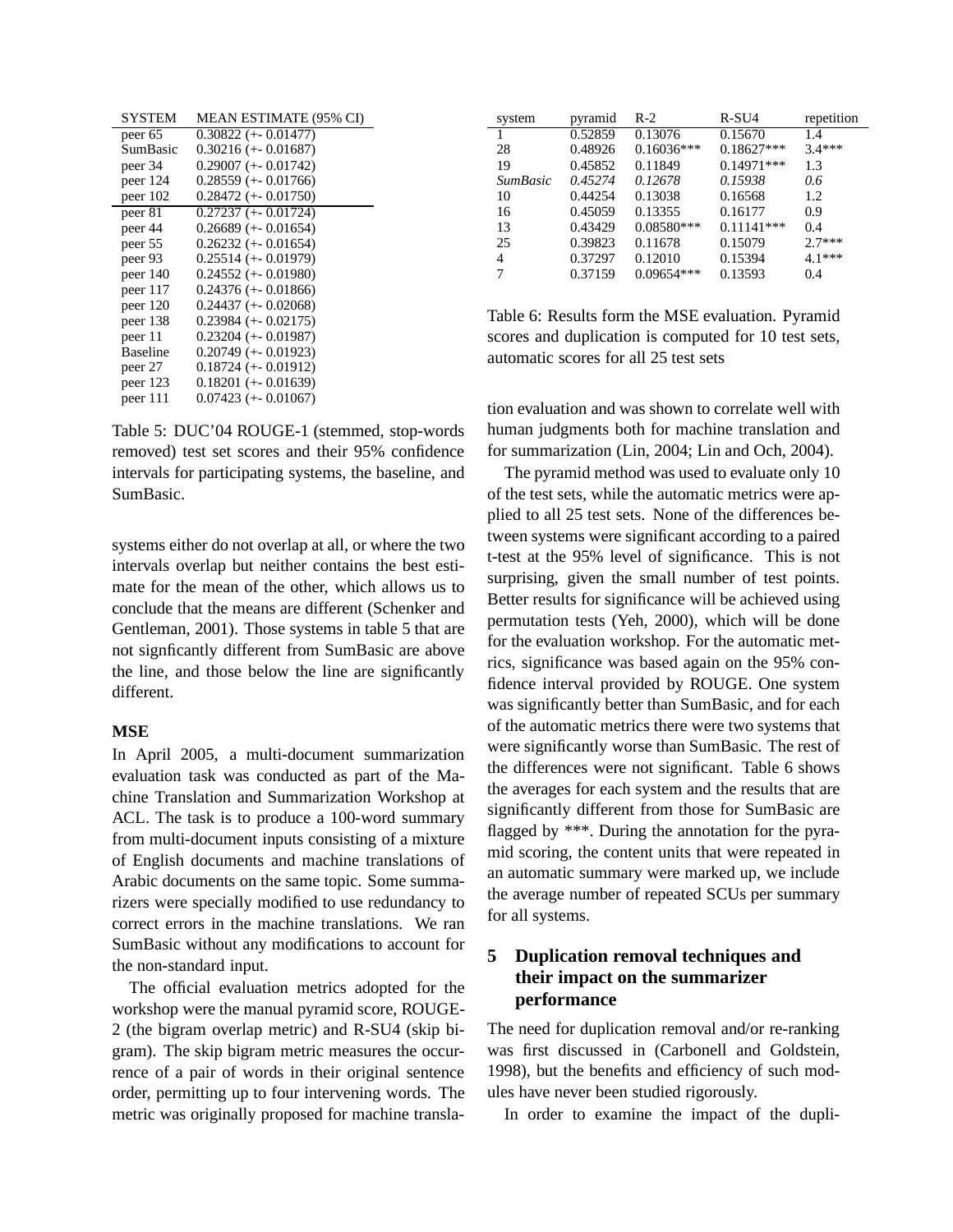| SYSTEM | MEAN ESTIMATE (95% CI) |
| --- | --- |
| peer 65 | 0.30822 (+- 0.01477) |
| SumBasic | 0.30216 (+- 0.01687) |
| peer 34 | 0.29007 (+- 0.01742) |
| peer 124 | 0.28559 (+- 0.01766) |
| peer 102 | 0.28472 (+- 0.01750) |
| peer 81 | 0.27237 (+- 0.01724) |
| peer 44 | 0.26689 (+- 0.01654) |
| peer 55 | 0.26232 (+- 0.01654) |
| peer 93 | 0.25514 (+- 0.01979) |
| peer 140 | 0.24552 (+- 0.01980) |
| peer 117 | 0.24376 (+- 0.01866) |
| peer 120 | 0.24437 (+- 0.02068) |
| peer 138 | 0.23984 (+- 0.02175) |
| peer 11 | 0.23204 (+- 0.01987) |
| Baseline | 0.20749 (+- 0.01923) |
| peer 27 | 0.18724 (+- 0.01912) |
| peer 123 | 0.18201 (+- 0.01639) |
| peer 111 | 0.07423 (+- 0.01067) |

Table 5: DUC'04 ROUGE-1 (stemmed, stop-words removed) test set scores and their 95% confidence intervals for participating systems, the baseline, and SumBasic.

systems either do not overlap at all, or where the two intervals overlap but neither contains the best estimate for the mean of the other, which allows us to conclude that the means are different (Schenker and Gentleman, 2001). Those systems in table 5 that are not signficantly different from SumBasic are above the line, and those below the line are significantly different.

**MSE**

In April 2005, a multi-document summarization evaluation task was conducted as part of the Machine Translation and Summarization Workshop at ACL. The task is to produce a 100-word summary from multi-document inputs consisting of a mixture of English documents and machine translations of Arabic documents on the same topic. Some summarizers were specially modified to use redundancy to correct errors in the machine translations. We ran SumBasic without any modifications to account for the non-standard input.

The official evaluation metrics adopted for the workshop were the manual pyramid score, ROUGE-2 (the bigram overlap metric) and R-SU4 (skip bigram). The skip bigram metric measures the occurrence of a pair of words in their original sentence order, permitting up to four intervening words. The metric was originally proposed for machine translation evaluation and was shown to correlate well with human judgments both for machine translation and for summarization (Lin, 2004; Lin and Och, 2004).

| system | pyramid | R-2 | R-SU4 | repetition |
| --- | --- | --- | --- | --- |
| 1 | 0.52859 | 0.13076 | 0.15670 | 1.4 |
| 28 | 0.48926 | 0.16036*** | 0.18627*** | 3.4*** |
| 19 | 0.45852 | 0.11849 | 0.14971*** | 1.3 |
| *SumBasic* | *0.45274* | *0.12678* | *0.15938* | *0.6* |
| 10 | 0.44254 | 0.13038 | 0.16568 | 1.2 |
| 16 | 0.45059 | 0.13355 | 0.16177 | 0.9 |
| 13 | 0.43429 | 0.08580*** | 0.11141*** | 0.4 |
| 25 | 0.39823 | 0.11678 | 0.15079 | 2.7*** |
| 4 | 0.37297 | 0.12010 | 0.15394 | 4.1*** |
| 7 | 0.37159 | 0.09654*** | 0.13593 | 0.4 |

Table 6: Results form the MSE evaluation. Pyramid scores and duplication is computed for 10 test sets, automatic scores for all 25 test sets

The pyramid method was used to evaluate only 10 of the test sets, while the automatic metrics were applied to all 25 test sets. None of the differences between systems were significant according to a paired t-test at the 95% level of significance. This is not surprising, given the small number of test points. Better results for significance will be achieved using permutation tests (Yeh, 2000), which will be done for the evaluation workshop. For the automatic metrics, significance was based again on the 95% confidence interval provided by ROUGE. One system was significantly better than SumBasic, and for each of the automatic metrics there were two systems that were significantly worse than SumBasic. The rest of the differences were not significant. Table 6 shows the averages for each system and the results that are significantly different from those for SumBasic are flagged by ***. During the annotation for the pyramid scoring, the content units that were repeated in an automatic summary were marked up, we include the average number of repeated SCUs per summary for all systems.

## 5 Duplication removal techniques and their impact on the summarizer performance

The need for duplication removal and/or re-ranking was first discussed in (Carbonell and Goldstein, 1998), but the benefits and efficiency of such modules have never been studied rigorously.

In order to examine the impact of the dupli-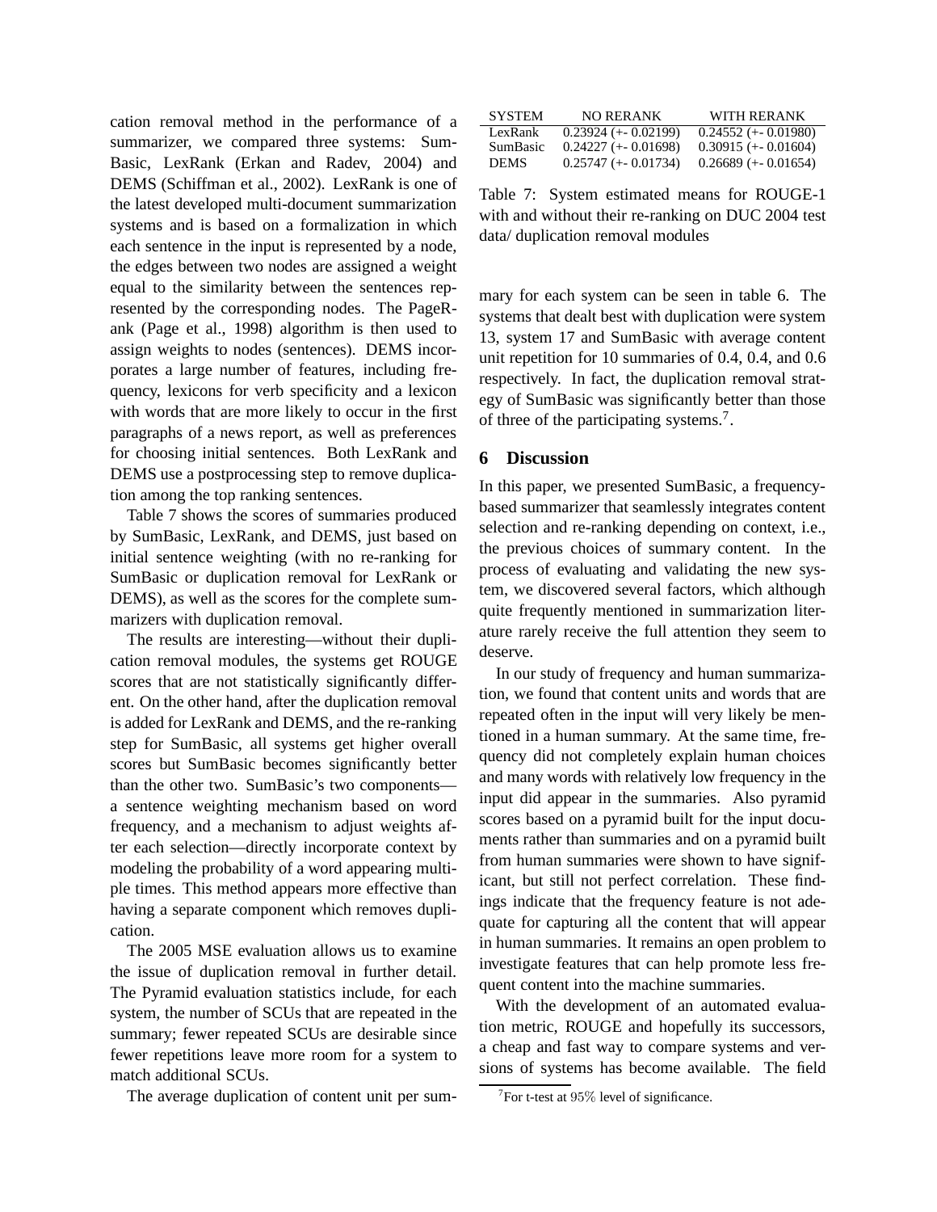cation removal method in the performance of a summarizer, we compared three systems: SumBasic, LexRank (Erkan and Radev, 2004) and DEMS (Schiffman et al., 2002). LexRank is one of the latest developed multi-document summarization systems and is based on a formalization in which each sentence in the input is represented by a node, the edges between two nodes are assigned a weight equal to the similarity between the sentences represented by the corresponding nodes. The PageRank (Page et al., 1998) algorithm is then used to assign weights to nodes (sentences). DEMS incorporates a large number of features, including frequency, lexicons for verb specificity and a lexicon with words that are more likely to occur in the first paragraphs of a news report, as well as preferences for choosing initial sentences. Both LexRank and DEMS use a postprocessing step to remove duplication among the top ranking sentences.

Table 7 shows the scores of summaries produced by SumBasic, LexRank, and DEMS, just based on initial sentence weighting (with no re-ranking for SumBasic or duplication removal for LexRank or DEMS), as well as the scores for the complete summarizers with duplication removal.

The results are interesting—without their duplication removal modules, the systems get ROUGE scores that are not statistically significantly different. On the other hand, after the duplication removal is added for LexRank and DEMS, and the re-ranking step for SumBasic, all systems get higher overall scores but SumBasic becomes significantly better than the other two. SumBasic's two components—a sentence weighting mechanism based on word frequency, and a mechanism to adjust weights after each selection—directly incorporate context by modeling the probability of a word appearing multiple times. This method appears more effective than having a separate component which removes duplication.

The 2005 MSE evaluation allows us to examine the issue of duplication removal in further detail. The Pyramid evaluation statistics include, for each system, the number of SCUs that are repeated in the summary; fewer repeated SCUs are desirable since fewer repetitions leave more room for a system to match additional SCUs.

The average duplication of content unit per summary for each system can be seen in table 6. The systems that dealt best with duplication were system 13, system 17 and SumBasic with average content unit repetition for 10 summaries of 0.4, 0.4, and 0.6 respectively. In fact, the duplication removal strategy of SumBasic was significantly better than those of three of the participating systems.[7].

| SYSTEM | NO RERANK | WITH RERANK |
|---|---|---|
| LexRank | 0.23924 (+- 0.02199) | 0.24552 (+- 0.01980) |
| SumBasic | 0.24227 (+- 0.01698) | 0.30915 (+- 0.01604) |
| DEMS | 0.25747 (+- 0.01734) | 0.26689 (+- 0.01654) |

Table 7: System estimated means for ROUGE-1 with and without their re-ranking on DUC 2004 test data/ duplication removal modules

## 6 Discussion

In this paper, we presented SumBasic, a frequency-based summarizer that seamlessly integrates content selection and re-ranking depending on context, i.e., the previous choices of summary content. In the process of evaluating and validating the new system, we discovered several factors, which although quite frequently mentioned in summarization literature rarely receive the full attention they seem to deserve.

In our study of frequency and human summarization, we found that content units and words that are repeated often in the input will very likely be mentioned in a human summary. At the same time, frequency did not completely explain human choices and many words with relatively low frequency in the input did appear in the summaries. Also pyramid scores based on a pyramid built for the input documents rather than summaries and on a pyramid built from human summaries were shown to have significant, but still not perfect correlation. These findings indicate that the frequency feature is not adequate for capturing all the content that will appear in human summaries. It remains an open problem to investigate features that can help promote less frequent content into the machine summaries.

With the development of an automated evaluation metric, ROUGE and hopefully its successors, a cheap and fast way to compare systems and versions of systems has become available. The field

[7]For t-test at 95% level of significance.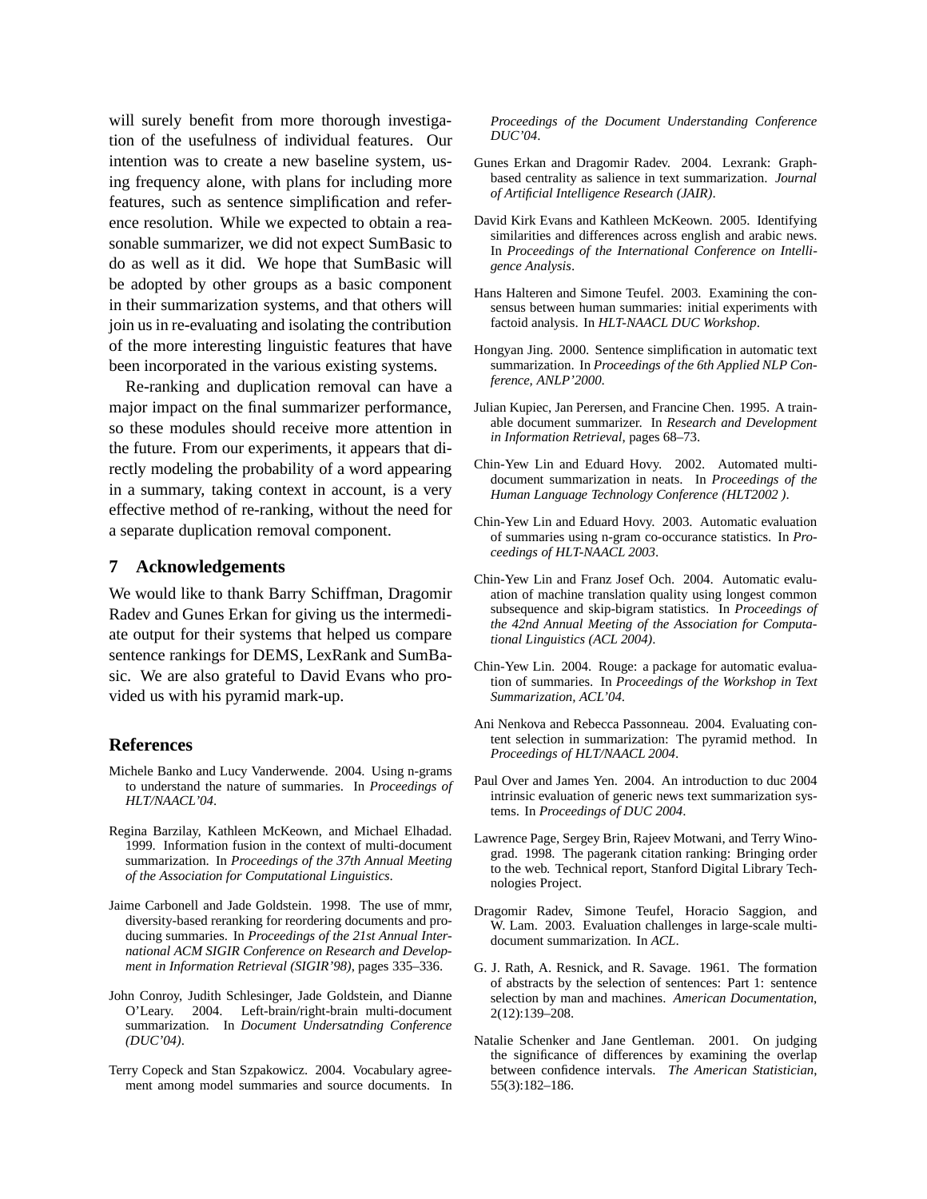will surely benefit from more thorough investigation of the usefulness of individual features. Our intention was to create a new baseline system, using frequency alone, with plans for including more features, such as sentence simplification and reference resolution. While we expected to obtain a reasonable summarizer, we did not expect SumBasic to do as well as it did. We hope that SumBasic will be adopted by other groups as a basic component in their summarization systems, and that others will join us in re-evaluating and isolating the contribution of the more interesting linguistic features that have been incorporated in the various existing systems.

Re-ranking and duplication removal can have a major impact on the final summarizer performance, so these modules should receive more attention in the future. From our experiments, it appears that directly modeling the probability of a word appearing in a summary, taking context in account, is a very effective method of re-ranking, without the need for a separate duplication removal component.

## 7 Acknowledgements

We would like to thank Barry Schiffman, Dragomir Radev and Gunes Erkan for giving us the intermediate output for their systems that helped us compare sentence rankings for DEMS, LexRank and SumBasic. We are also grateful to David Evans who provided us with his pyramid mark-up.

## References

Michele Banko and Lucy Vanderwende. 2004. Using n-grams to understand the nature of summaries. In *Proceedings of HLT/NAACL'04*.

Regina Barzilay, Kathleen McKeown, and Michael Elhadad. 1999. Information fusion in the context of multi-document summarization. In *Proceedings of the 37th Annual Meeting of the Association for Computational Linguistics*.

Jaime Carbonell and Jade Goldstein. 1998. The use of mmr, diversity-based reranking for reordering documents and producing summaries. In *Proceedings of the 21st Annual International ACM SIGIR Conference on Research and Development in Information Retrieval (SIGIR'98)*, pages 335–336.

John Conroy, Judith Schlesinger, Jade Goldstein, and Dianne O'Leary. 2004. Left-brain/right-brain multi-document summarization. In *Document Undersatnding Conference (DUC'04)*.

Terry Copeck and Stan Szpakowicz. 2004. Vocabulary agreement among model summaries and source documents. In *Proceedings of the Document Understanding Conference DUC'04*.

Gunes Erkan and Dragomir Radev. 2004. Lexrank: Graph-based centrality as salience in text summarization. *Journal of Artificial Intelligence Research (JAIR)*.

David Kirk Evans and Kathleen McKeown. 2005. Identifying similarities and differences across english and arabic news. In *Proceedings of the International Conference on Intelligence Analysis*.

Hans Halteren and Simone Teufel. 2003. Examining the consensus between human summaries: initial experiments with factoid analysis. In *HLT-NAACL DUC Workshop*.

Hongyan Jing. 2000. Sentence simplification in automatic text summarization. In *Proceedings of the 6th Applied NLP Conference, ANLP'2000*.

Julian Kupiec, Jan Perersen, and Francine Chen. 1995. A trainable document summarizer. In *Research and Development in Information Retrieval*, pages 68–73.

Chin-Yew Lin and Eduard Hovy. 2002. Automated multi-document summarization in neats. In *Proceedings of the Human Language Technology Conference (HLT2002 )*.

Chin-Yew Lin and Eduard Hovy. 2003. Automatic evaluation of summaries using n-gram co-occurance statistics. In *Proceedings of HLT-NAACL 2003*.

Chin-Yew Lin and Franz Josef Och. 2004. Automatic evaluation of machine translation quality using longest common subsequence and skip-bigram statistics. In *Proceedings of the 42nd Annual Meeting of the Association for Computational Linguistics (ACL 2004)*.

Chin-Yew Lin. 2004. Rouge: a package for automatic evaluation of summaries. In *Proceedings of the Workshop in Text Summarization, ACL'04*.

Ani Nenkova and Rebecca Passonneau. 2004. Evaluating content selection in summarization: The pyramid method. In *Proceedings of HLT/NAACL 2004*.

Paul Over and James Yen. 2004. An introduction to duc 2004 intrinsic evaluation of generic news text summarization systems. In *Proceedings of DUC 2004*.

Lawrence Page, Sergey Brin, Rajeev Motwani, and Terry Winograd. 1998. The pagerank citation ranking: Bringing order to the web. Technical report, Stanford Digital Library Technologies Project.

Dragomir Radev, Simone Teufel, Horacio Saggion, and W. Lam. 2003. Evaluation challenges in large-scale multi-document summarization. In *ACL*.

G. J. Rath, A. Resnick, and R. Savage. 1961. The formation of abstracts by the selection of sentences: Part 1: sentence selection by man and machines. *American Documentation*, 2(12):139–208.

Natalie Schenker and Jane Gentleman. 2001. On judging the significance of differences by examining the overlap between confidence intervals. *The American Statistician*, 55(3):182–186.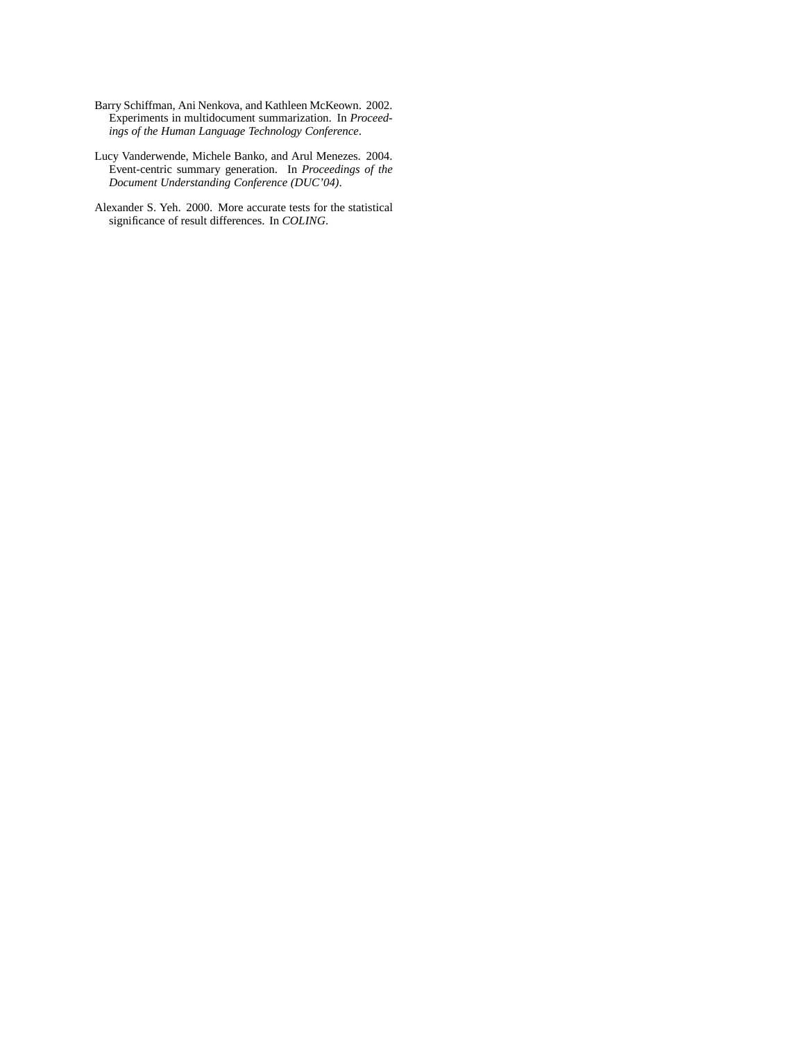Barry Schiffman, Ani Nenkova, and Kathleen McKeown. 2002. Experiments in multidocument summarization. In *Proceedings of the Human Language Technology Conference*.

Lucy Vanderwende, Michele Banko, and Arul Menezes. 2004. Event-centric summary generation. In *Proceedings of the Document Understanding Conference (DUC'04)*.

Alexander S. Yeh. 2000. More accurate tests for the statistical significance of result differences. In *COLING*.